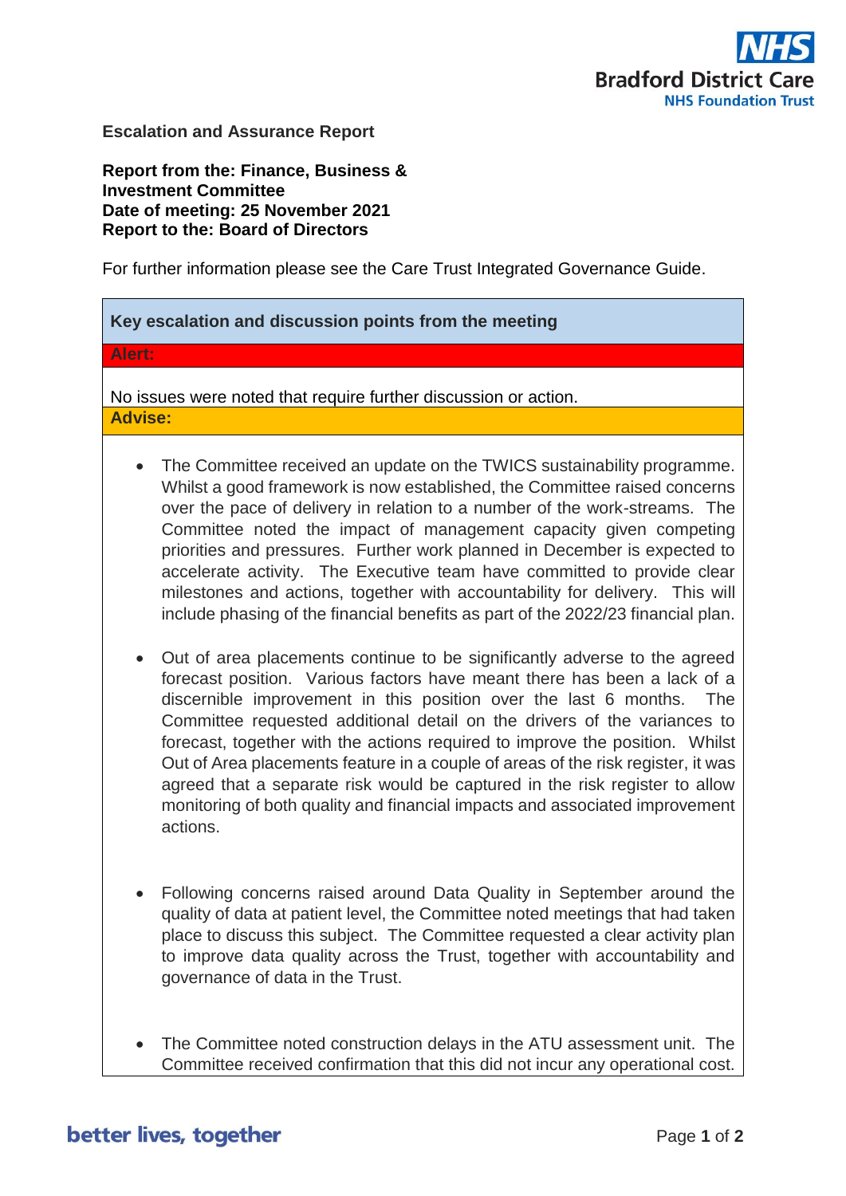**Escalation and Assurance Report**

**Report from the: Finance, Business & Investment Committee**
**Date of meeting: 25 November 2021**
**Report to the: Board of Directors**

For further information please see the Care Trust Integrated Governance Guide.

**Key escalation and discussion points from the meeting**

**Alert:**

No issues were noted that require further discussion or action.

**Advise:**

- The Committee received an update on the TWICS sustainability programme. Whilst a good framework is now established, the Committee raised concerns over the pace of delivery in relation to a number of the work-streams. The Committee noted the impact of management capacity given competing priorities and pressures. Further work planned in December is expected to accelerate activity. The Executive team have committed to provide clear milestones and actions, together with accountability for delivery. This will include phasing of the financial benefits as part of the 2022/23 financial plan.

- Out of area placements continue to be significantly adverse to the agreed forecast position. Various factors have meant there has been a lack of a discernible improvement in this position over the last 6 months. The Committee requested additional detail on the drivers of the variances to forecast, together with the actions required to improve the position. Whilst Out of Area placements feature in a couple of areas of the risk register, it was agreed that a separate risk would be captured in the risk register to allow monitoring of both quality and financial impacts and associated improvement actions.

- Following concerns raised around Data Quality in September around the quality of data at patient level, the Committee noted meetings that had taken place to discuss this subject. The Committee requested a clear activity plan to improve data quality across the Trust, together with accountability and governance of data in the Trust.

- The Committee noted construction delays in the ATU assessment unit. The Committee received confirmation that this did not incur any operational cost.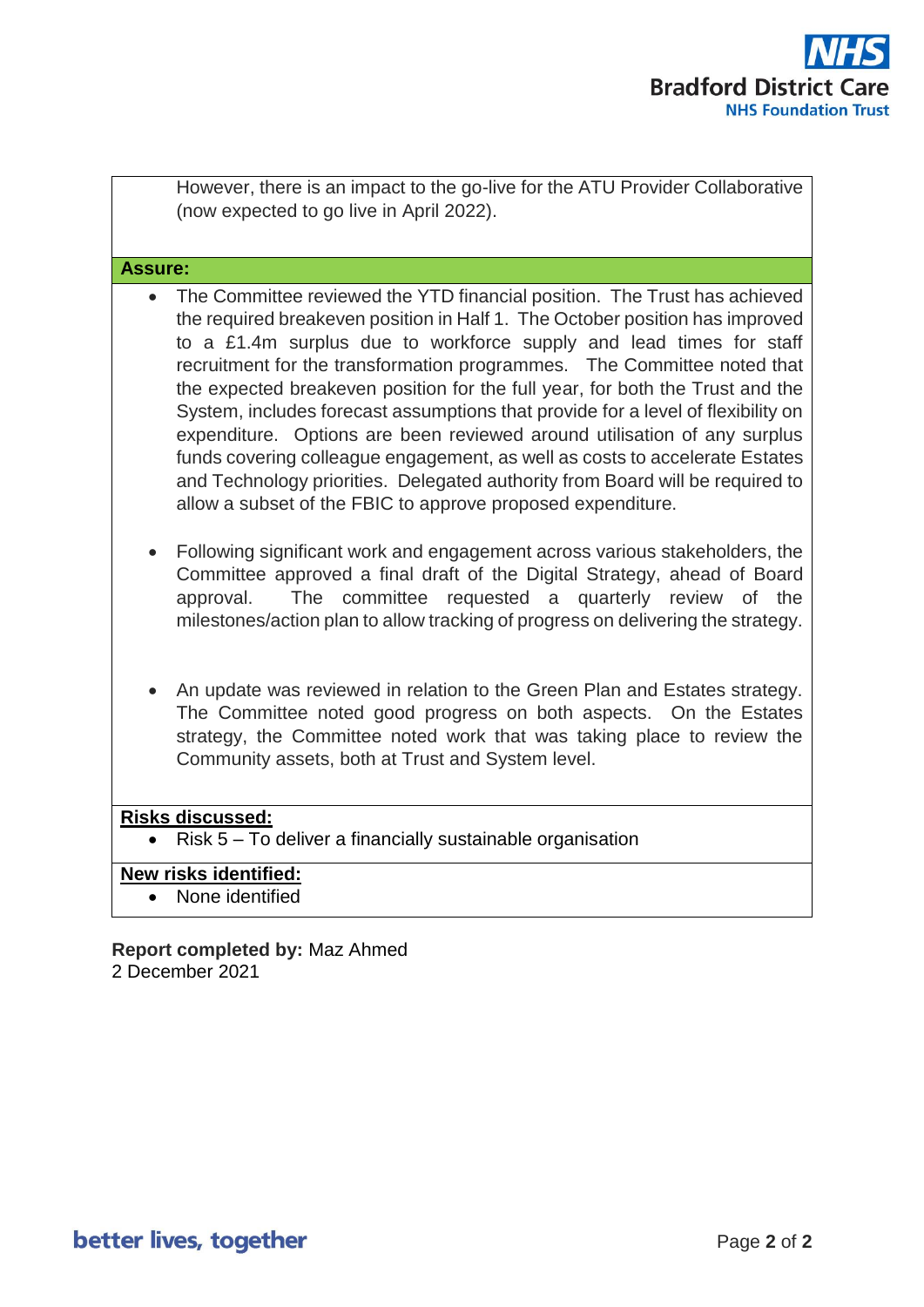However, there is an impact to the go-live for the ATU Provider Collaborative (now expected to go live in April 2022).

**Assure:**

- The Committee reviewed the YTD financial position. The Trust has achieved the required breakeven position in Half 1. The October position has improved to a £1.4m surplus due to workforce supply and lead times for staff recruitment for the transformation programmes. The Committee noted that the expected breakeven position for the full year, for both the Trust and the System, includes forecast assumptions that provide for a level of flexibility on expenditure. Options are been reviewed around utilisation of any surplus funds covering colleague engagement, as well as costs to accelerate Estates and Technology priorities. Delegated authority from Board will be required to allow a subset of the FBIC to approve proposed expenditure.

- Following significant work and engagement across various stakeholders, the Committee approved a final draft of the Digital Strategy, ahead of Board approval. The committee requested a quarterly review of the milestones/action plan to allow tracking of progress on delivering the strategy.

- An update was reviewed in relation to the Green Plan and Estates strategy. The Committee noted good progress on both aspects. On the Estates strategy, the Committee noted work that was taking place to review the Community assets, both at Trust and System level.

**Risks discussed:**

- Risk 5 – To deliver a financially sustainable organisation

**New risks identified:**

- None identified

**Report completed by:** Maz Ahmed
2 December 2021